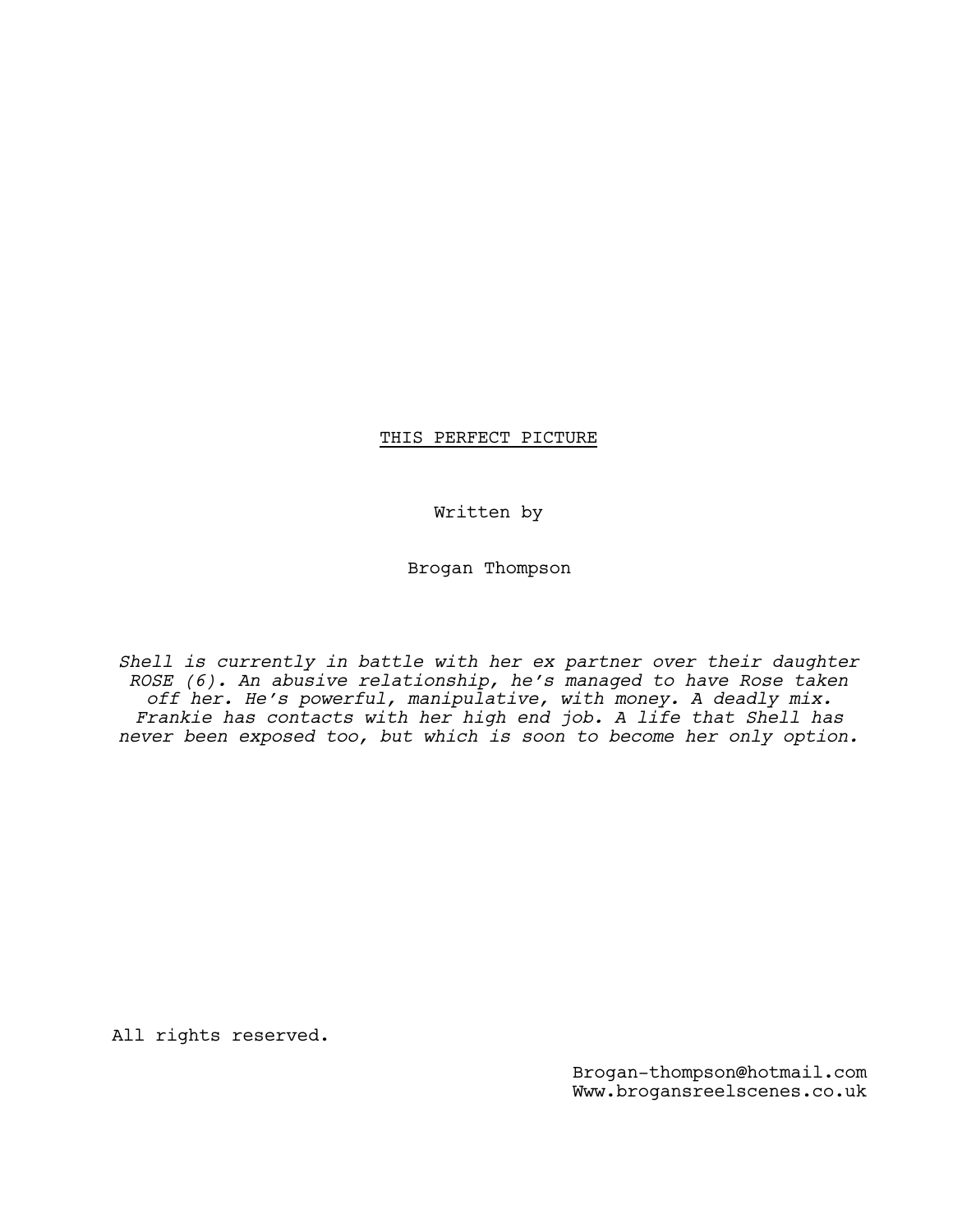# THIS PERFECT PICTURE

Written by

Brogan Thompson

*Shell is currently in battle with her ex partner over their daughter ROSE (6). An abusive relationship, he's managed to have Rose taken off her. He's powerful, manipulative, with money. A deadly mix. Frankie has contacts with her high end job. A life that Shell has never been exposed too, but which is soon to become her only option.*

All rights reserved.

Brogan-thompson@hotmail.com
Www.brogansreelscenes.co.uk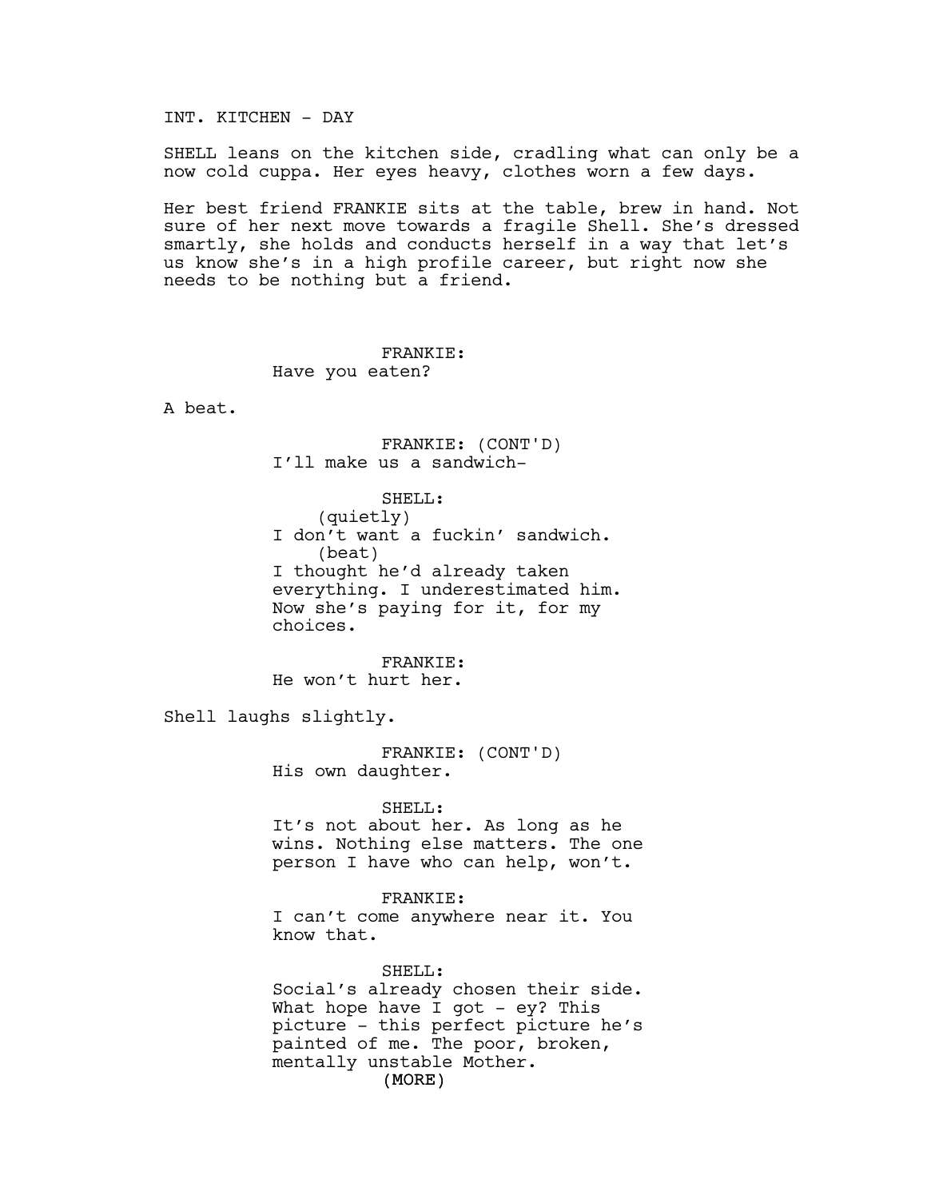INT. KITCHEN - DAY

SHELL leans on the kitchen side, cradling what can only be a now cold cuppa. Her eyes heavy, clothes worn a few days.

Her best friend FRANKIE sits at the table, brew in hand. Not sure of her next move towards a fragile Shell. She's dressed smartly, she holds and conducts herself in a way that let's us know she's in a high profile career, but right now she needs to be nothing but a friend.

FRANKIE:
Have you eaten?

A beat.

FRANKIE: (CONT'D)
I'll make us a sandwich-

SHELL:
(quietly)
I don't want a fuckin' sandwich.
(beat)
I thought he'd already taken everything. I underestimated him. Now she's paying for it, for my choices.

FRANKIE:
He won't hurt her.

Shell laughs slightly.

FRANKIE: (CONT'D)
His own daughter.

SHELL:
It's not about her. As long as he wins. Nothing else matters. The one person I have who can help, won't.

FRANKIE:
I can't come anywhere near it. You know that.

SHELL:
Social's already chosen their side. What hope have I got - ey? This picture - this perfect picture he's painted of me. The poor, broken, mentally unstable Mother.
(MORE)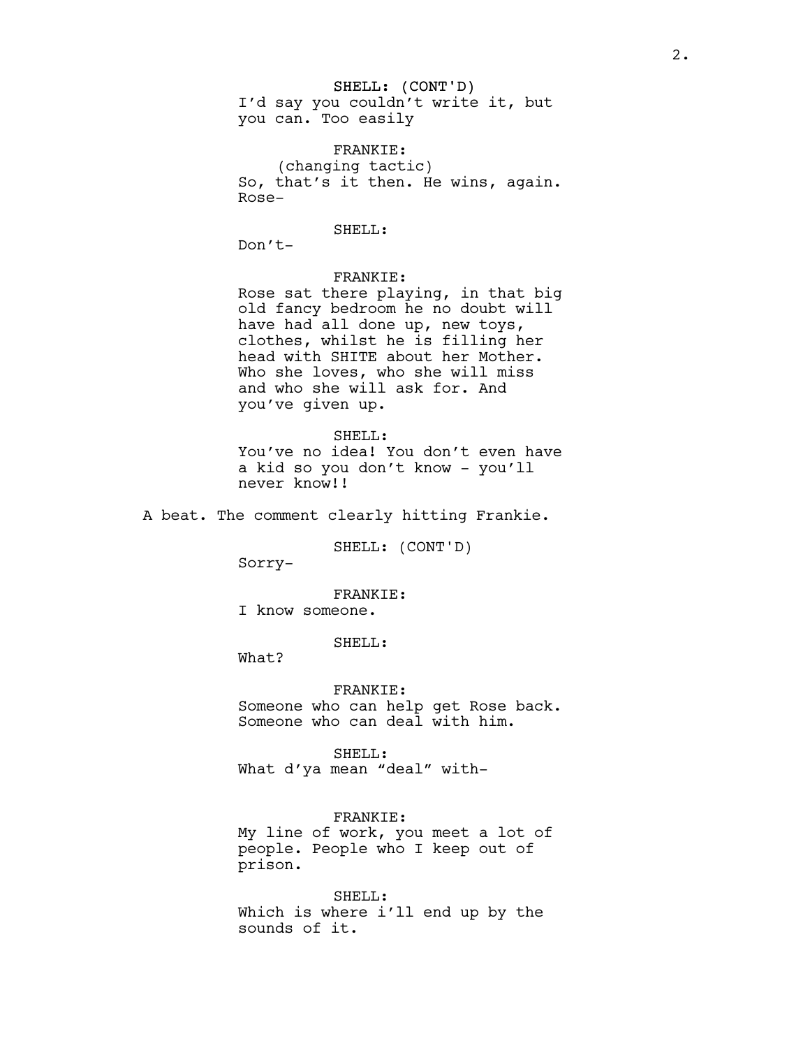SHELL: (CONT'D)
I'd say you couldn't write it, but you can. Too easily

FRANKIE:
(changing tactic)
So, that's it then. He wins, again. Rose-

SHELL:
Don't-

FRANKIE:
Rose sat there playing, in that big old fancy bedroom he no doubt will have had all done up, new toys, clothes, whilst he is filling her head with SHITE about her Mother. Who she loves, who she will miss and who she will ask for. And you've given up.

SHELL:
You've no idea! You don't even have a kid so you don't know - you'll never know!!

A beat. The comment clearly hitting Frankie.

SHELL: (CONT'D)
Sorry-

FRANKIE:
I know someone.

SHELL:
What?

FRANKIE:
Someone who can help get Rose back. Someone who can deal with him.

SHELL:
What d'ya mean "deal" with-

FRANKIE:
My line of work, you meet a lot of people. People who I keep out of prison.

SHELL:
Which is where i'll end up by the sounds of it.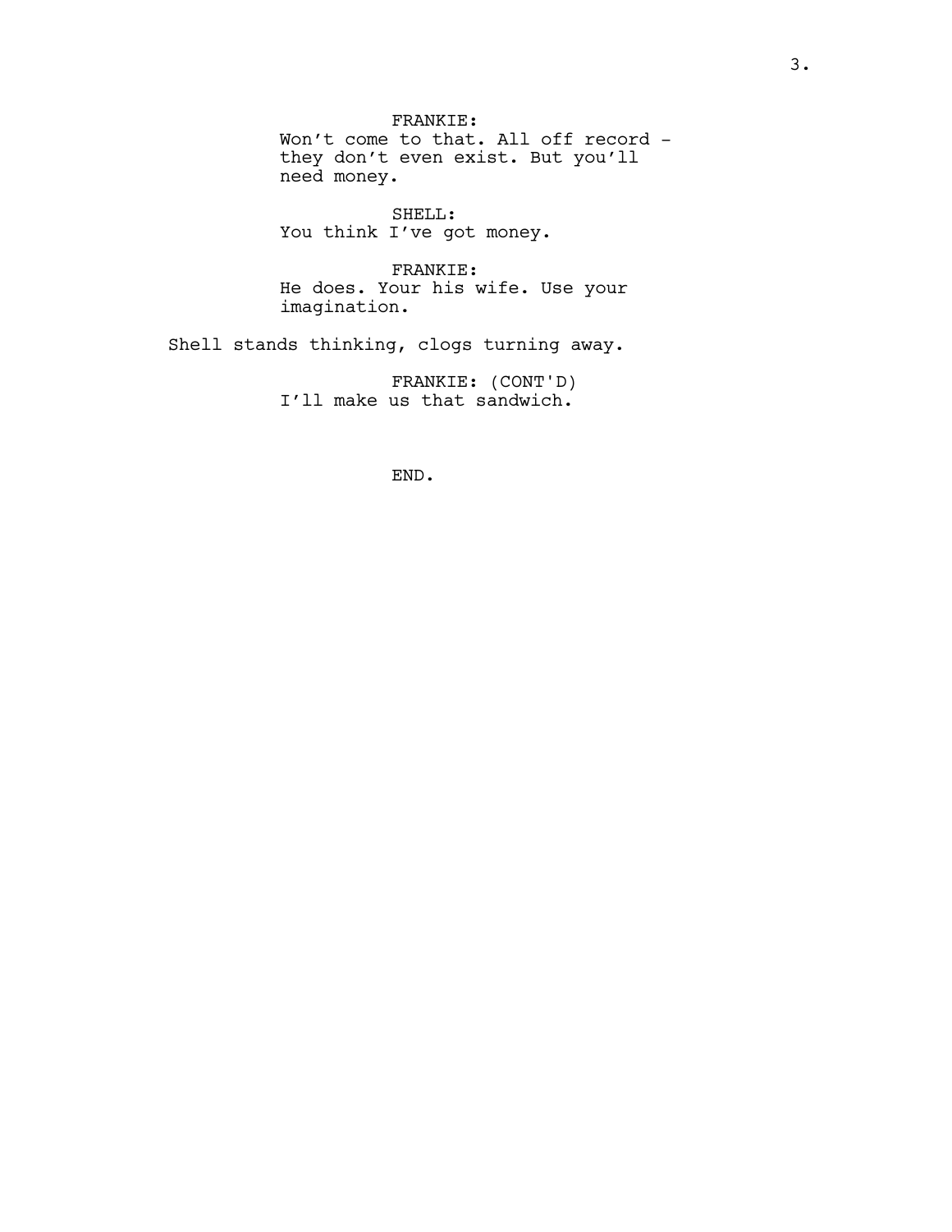FRANKIE:
Won't come to that. All off record - they don't even exist. But you'll need money.

SHELL:
You think I've got money.

FRANKIE:
He does. Your his wife. Use your imagination.

Shell stands thinking, clogs turning away.

FRANKIE: (CONT'D)
I'll make us that sandwich.

END.